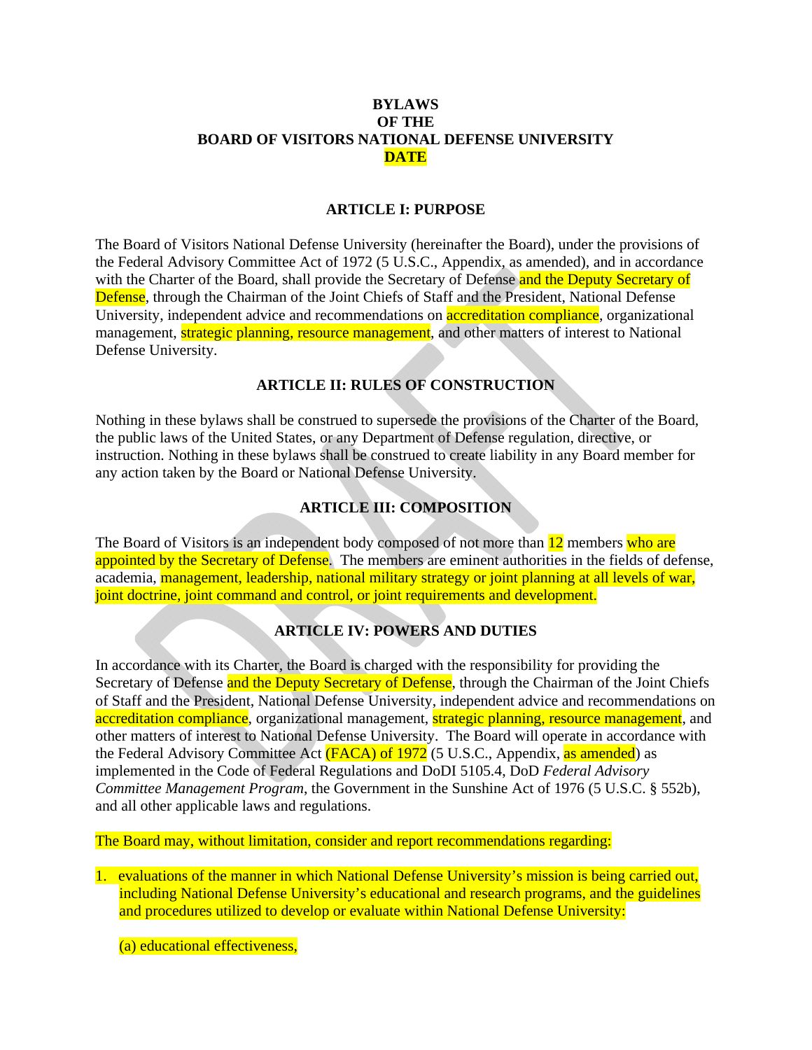# BYLAWS
# OF THE
# BOARD OF VISITORS NATIONAL DEFENSE UNIVERSITY
# DATE

## ARTICLE I: PURPOSE

The Board of Visitors National Defense University (hereinafter the Board), under the provisions of the Federal Advisory Committee Act of 1972 (5 U.S.C., Appendix, as amended), and in accordance with the Charter of the Board, shall provide the Secretary of Defense and the Deputy Secretary of Defense, through the Chairman of the Joint Chiefs of Staff and the President, National Defense University, independent advice and recommendations on accreditation compliance, organizational management, strategic planning, resource management, and other matters of interest to National Defense University.

## ARTICLE II: RULES OF CONSTRUCTION

Nothing in these bylaws shall be construed to supersede the provisions of the Charter of the Board, the public laws of the United States, or any Department of Defense regulation, directive, or instruction. Nothing in these bylaws shall be construed to create liability in any Board member for any action taken by the Board or National Defense University.

## ARTICLE III: COMPOSITION

The Board of Visitors is an independent body composed of not more than 12 members who are appointed by the Secretary of Defense. The members are eminent authorities in the fields of defense, academia, management, leadership, national military strategy or joint planning at all levels of war, joint doctrine, joint command and control, or joint requirements and development.

## ARTICLE IV: POWERS AND DUTIES

In accordance with its Charter, the Board is charged with the responsibility for providing the Secretary of Defense and the Deputy Secretary of Defense, through the Chairman of the Joint Chiefs of Staff and the President, National Defense University, independent advice and recommendations on accreditation compliance, organizational management, strategic planning, resource management, and other matters of interest to National Defense University. The Board will operate in accordance with the Federal Advisory Committee Act (FACA) of 1972 (5 U.S.C., Appendix, as amended) as implemented in the Code of Federal Regulations and DoDI 5105.4, DoD *Federal Advisory Committee Management Program*, the Government in the Sunshine Act of 1976 (5 U.S.C. § 552b), and all other applicable laws and regulations.

The Board may, without limitation, consider and report recommendations regarding:

1. evaluations of the manner in which National Defense University's mission is being carried out, including National Defense University's educational and research programs, and the guidelines and procedures utilized to develop or evaluate within National Defense University:

   (a) educational effectiveness,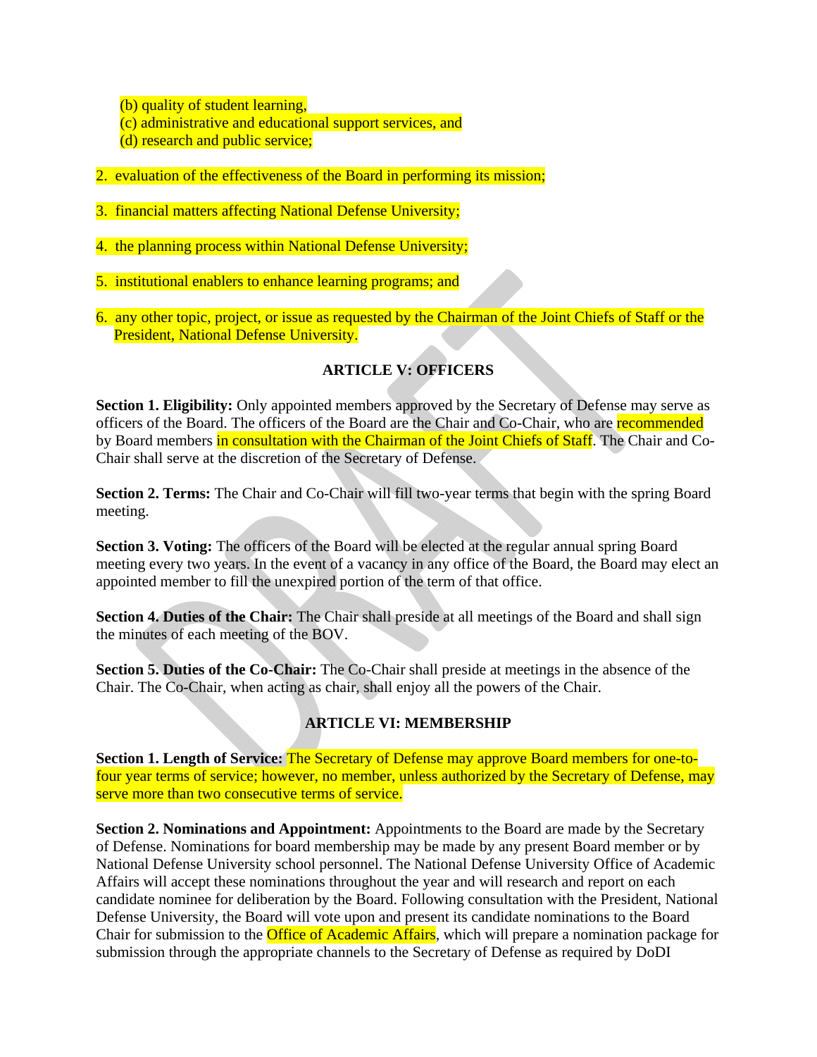(b) quality of student learning,
(c) administrative and educational support services, and
(d) research and public service;

2. evaluation of the effectiveness of the Board in performing its mission;

3. financial matters affecting National Defense University;

4. the planning process within National Defense University;

5. institutional enablers to enhance learning programs; and

6. any other topic, project, or issue as requested by the Chairman of the Joint Chiefs of Staff or the President, National Defense University.

## ARTICLE V: OFFICERS

**Section 1. Eligibility:** Only appointed members approved by the Secretary of Defense may serve as officers of the Board. The officers of the Board are the Chair and Co-Chair, who are recommended by Board members in consultation with the Chairman of the Joint Chiefs of Staff. The Chair and Co-Chair shall serve at the discretion of the Secretary of Defense.

**Section 2. Terms:** The Chair and Co-Chair will fill two-year terms that begin with the spring Board meeting.

**Section 3. Voting:** The officers of the Board will be elected at the regular annual spring Board meeting every two years. In the event of a vacancy in any office of the Board, the Board may elect an appointed member to fill the unexpired portion of the term of that office.

**Section 4. Duties of the Chair:** The Chair shall preside at all meetings of the Board and shall sign the minutes of each meeting of the BOV.

**Section 5. Duties of the Co-Chair:** The Co-Chair shall preside at meetings in the absence of the Chair. The Co-Chair, when acting as chair, shall enjoy all the powers of the Chair.

## ARTICLE VI: MEMBERSHIP

**Section 1. Length of Service:** The Secretary of Defense may approve Board members for one-to-four year terms of service; however, no member, unless authorized by the Secretary of Defense, may serve more than two consecutive terms of service.

**Section 2. Nominations and Appointment:** Appointments to the Board are made by the Secretary of Defense. Nominations for board membership may be made by any present Board member or by National Defense University school personnel. The National Defense University Office of Academic Affairs will accept these nominations throughout the year and will research and report on each candidate nominee for deliberation by the Board. Following consultation with the President, National Defense University, the Board will vote upon and present its candidate nominations to the Board Chair for submission to the Office of Academic Affairs, which will prepare a nomination package for submission through the appropriate channels to the Secretary of Defense as required by DoDI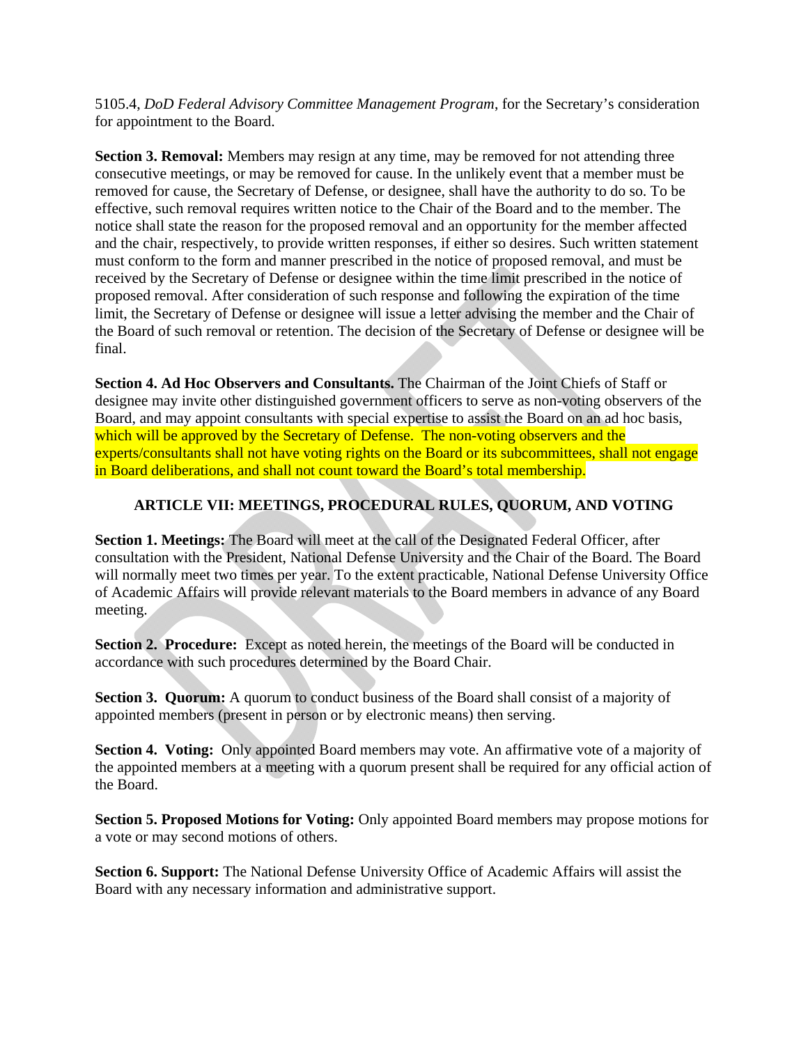5105.4, *DoD Federal Advisory Committee Management Program*, for the Secretary's consideration for appointment to the Board.

**Section 3. Removal:** Members may resign at any time, may be removed for not attending three consecutive meetings, or may be removed for cause. In the unlikely event that a member must be removed for cause, the Secretary of Defense, or designee, shall have the authority to do so. To be effective, such removal requires written notice to the Chair of the Board and to the member. The notice shall state the reason for the proposed removal and an opportunity for the member affected and the chair, respectively, to provide written responses, if either so desires. Such written statement must conform to the form and manner prescribed in the notice of proposed removal, and must be received by the Secretary of Defense or designee within the time limit prescribed in the notice of proposed removal. After consideration of such response and following the expiration of the time limit, the Secretary of Defense or designee will issue a letter advising the member and the Chair of the Board of such removal or retention. The decision of the Secretary of Defense or designee will be final.

**Section 4. Ad Hoc Observers and Consultants.** The Chairman of the Joint Chiefs of Staff or designee may invite other distinguished government officers to serve as non-voting observers of the Board, and may appoint consultants with special expertise to assist the Board on an ad hoc basis, which will be approved by the Secretary of Defense. The non-voting observers and the experts/consultants shall not have voting rights on the Board or its subcommittees, shall not engage in Board deliberations, and shall not count toward the Board's total membership.

## ARTICLE VII: MEETINGS, PROCEDURAL RULES, QUORUM, AND VOTING

**Section 1. Meetings:** The Board will meet at the call of the Designated Federal Officer, after consultation with the President, National Defense University and the Chair of the Board. The Board will normally meet two times per year. To the extent practicable, National Defense University Office of Academic Affairs will provide relevant materials to the Board members in advance of any Board meeting.

**Section 2. Procedure:** Except as noted herein, the meetings of the Board will be conducted in accordance with such procedures determined by the Board Chair.

**Section 3. Quorum:** A quorum to conduct business of the Board shall consist of a majority of appointed members (present in person or by electronic means) then serving.

**Section 4. Voting:** Only appointed Board members may vote. An affirmative vote of a majority of the appointed members at a meeting with a quorum present shall be required for any official action of the Board.

**Section 5. Proposed Motions for Voting:** Only appointed Board members may propose motions for a vote or may second motions of others.

**Section 6. Support:** The National Defense University Office of Academic Affairs will assist the Board with any necessary information and administrative support.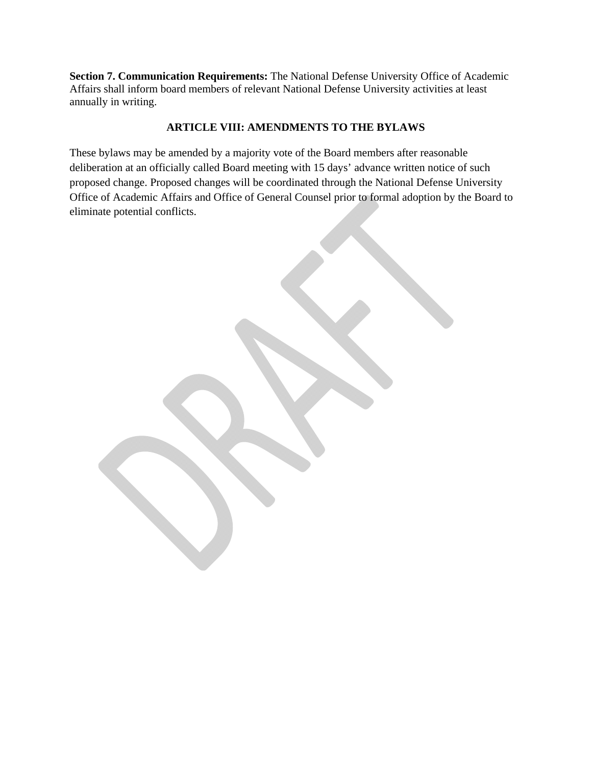**Section 7. Communication Requirements:** The National Defense University Office of Academic Affairs shall inform board members of relevant National Defense University activities at least annually in writing.

## ARTICLE VIII: AMENDMENTS TO THE BYLAWS

These bylaws may be amended by a majority vote of the Board members after reasonable deliberation at an officially called Board meeting with 15 days' advance written notice of such proposed change. Proposed changes will be coordinated through the National Defense University Office of Academic Affairs and Office of General Counsel prior to formal adoption by the Board to eliminate potential conflicts.